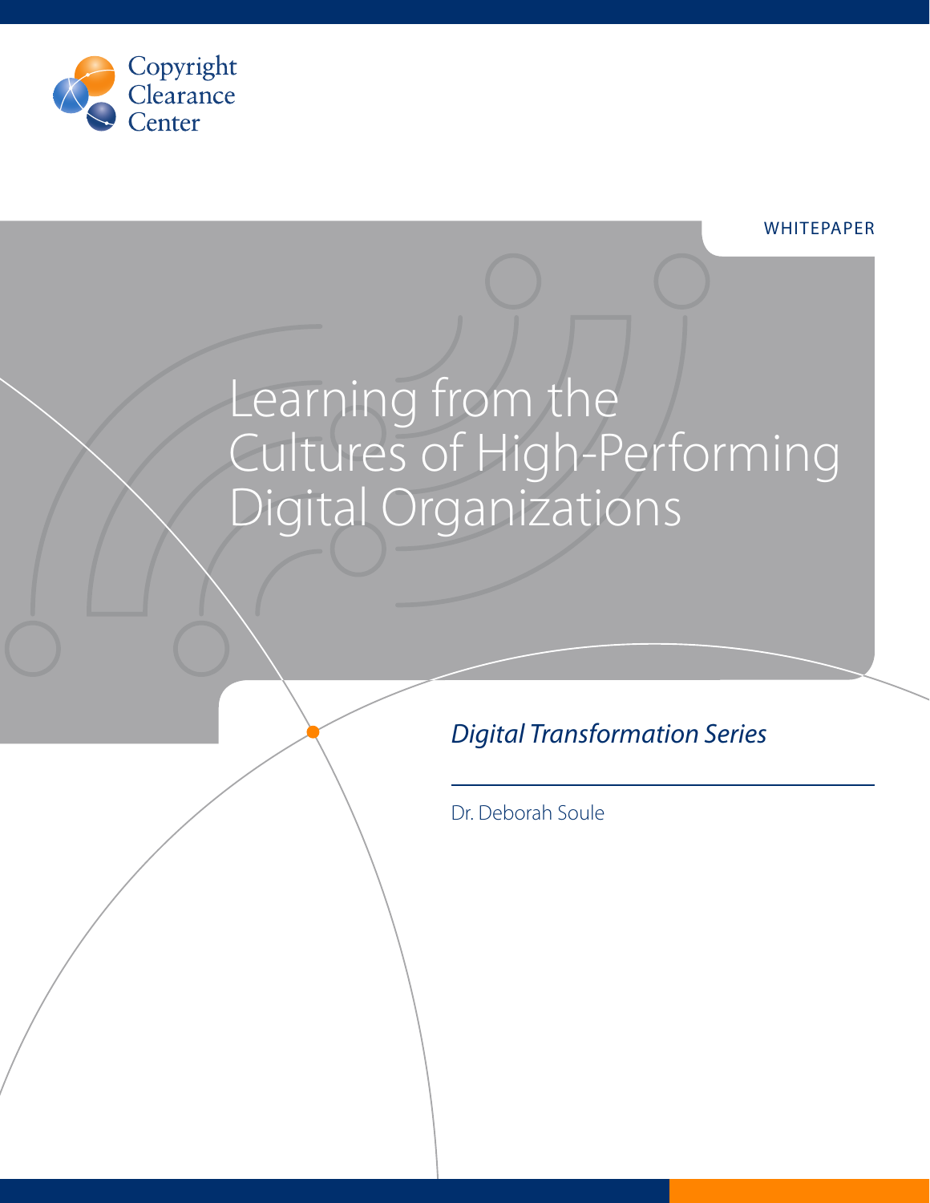Copyright Clearance Center

WHITEPAPER

# Learning from the Cultures of High-Performing Digital Organizations

*Digital Transformation Series*

Dr. Deborah Soule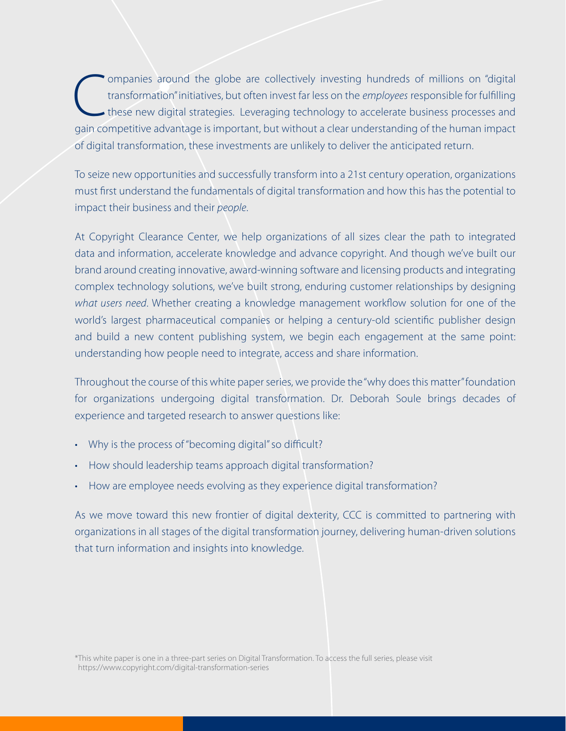Companies around the globe are collectively investing hundreds of millions on "digital transformation" initiatives, but often invest far less on the *employees* responsible for fulfilling these new digital strategies. Leveraging technology to accelerate business processes and gain competitive advantage is important, but without a clear understanding of the human impact of digital transformation, these investments are unlikely to deliver the anticipated return.

To seize new opportunities and successfully transform into a 21st century operation, organizations must first understand the fundamentals of digital transformation and how this has the potential to impact their business and their *people*.

At Copyright Clearance Center, we help organizations of all sizes clear the path to integrated data and information, accelerate knowledge and advance copyright. And though we've built our brand around creating innovative, award-winning software and licensing products and integrating complex technology solutions, we've built strong, enduring customer relationships by designing *what users need*. Whether creating a knowledge management workflow solution for one of the world's largest pharmaceutical companies or helping a century-old scientific publisher design and build a new content publishing system, we begin each engagement at the same point: understanding how people need to integrate, access and share information.

Throughout the course of this white paper series, we provide the "why does this matter" foundation for organizations undergoing digital transformation. Dr. Deborah Soule brings decades of experience and targeted research to answer questions like:

- Why is the process of "becoming digital" so difficult?
- How should leadership teams approach digital transformation?
- How are employee needs evolving as they experience digital transformation?

As we move toward this new frontier of digital dexterity, CCC is committed to partnering with organizations in all stages of the digital transformation journey, delivering human-driven solutions that turn information and insights into knowledge.

*This white paper is one in a three-part series on Digital Transformation. To access the full series, please visit https://www.copyright.com/digital-transformation-series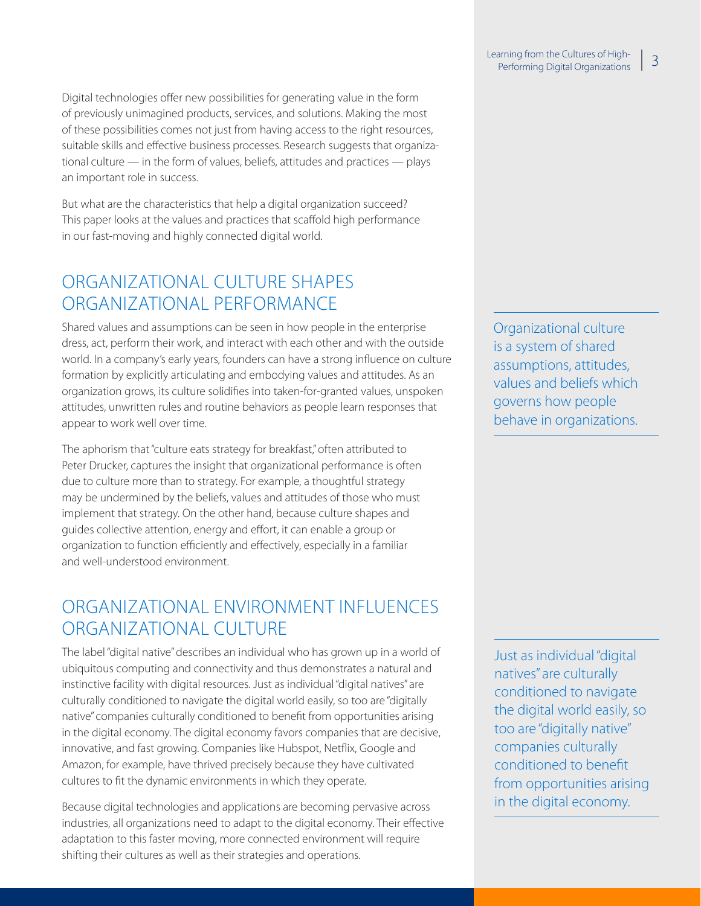Digital technologies offer new possibilities for generating value in the form of previously unimagined products, services, and solutions. Making the most of these possibilities comes not just from having access to the right resources, suitable skills and effective business processes. Research suggests that organizational culture — in the form of values, beliefs, attitudes and practices — plays an important role in success.

But what are the characteristics that help a digital organization succeed? This paper looks at the values and practices that scaffold high performance in our fast-moving and highly connected digital world.

## ORGANIZATIONAL CULTURE SHAPES ORGANIZATIONAL PERFORMANCE

Shared values and assumptions can be seen in how people in the enterprise dress, act, perform their work, and interact with each other and with the outside world. In a company's early years, founders can have a strong influence on culture formation by explicitly articulating and embodying values and attitudes. As an organization grows, its culture solidifies into taken-for-granted values, unspoken attitudes, unwritten rules and routine behaviors as people learn responses that appear to work well over time.

> Organizational culture is a system of shared assumptions, attitudes, values and beliefs which governs how people behave in organizations.

The aphorism that "culture eats strategy for breakfast," often attributed to Peter Drucker, captures the insight that organizational performance is often due to culture more than to strategy. For example, a thoughtful strategy may be undermined by the beliefs, values and attitudes of those who must implement that strategy. On the other hand, because culture shapes and guides collective attention, energy and effort, it can enable a group or organization to function efficiently and effectively, especially in a familiar and well-understood environment.

## ORGANIZATIONAL ENVIRONMENT INFLUENCES ORGANIZATIONAL CULTURE

The label "digital native" describes an individual who has grown up in a world of ubiquitous computing and connectivity and thus demonstrates a natural and instinctive facility with digital resources. Just as individual "digital natives" are culturally conditioned to navigate the digital world easily, so too are "digitally native" companies culturally conditioned to benefit from opportunities arising in the digital economy. The digital economy favors companies that are decisive, innovative, and fast growing. Companies like Hubspot, Netflix, Google and Amazon, for example, have thrived precisely because they have cultivated cultures to fit the dynamic environments in which they operate.

> Just as individual "digital natives" are culturally conditioned to navigate the digital world easily, so too are "digitally native" companies culturally conditioned to benefit from opportunities arising in the digital economy.

Because digital technologies and applications are becoming pervasive across industries, all organizations need to adapt to the digital economy. Their effective adaptation to this faster moving, more connected environment will require shifting their cultures as well as their strategies and operations.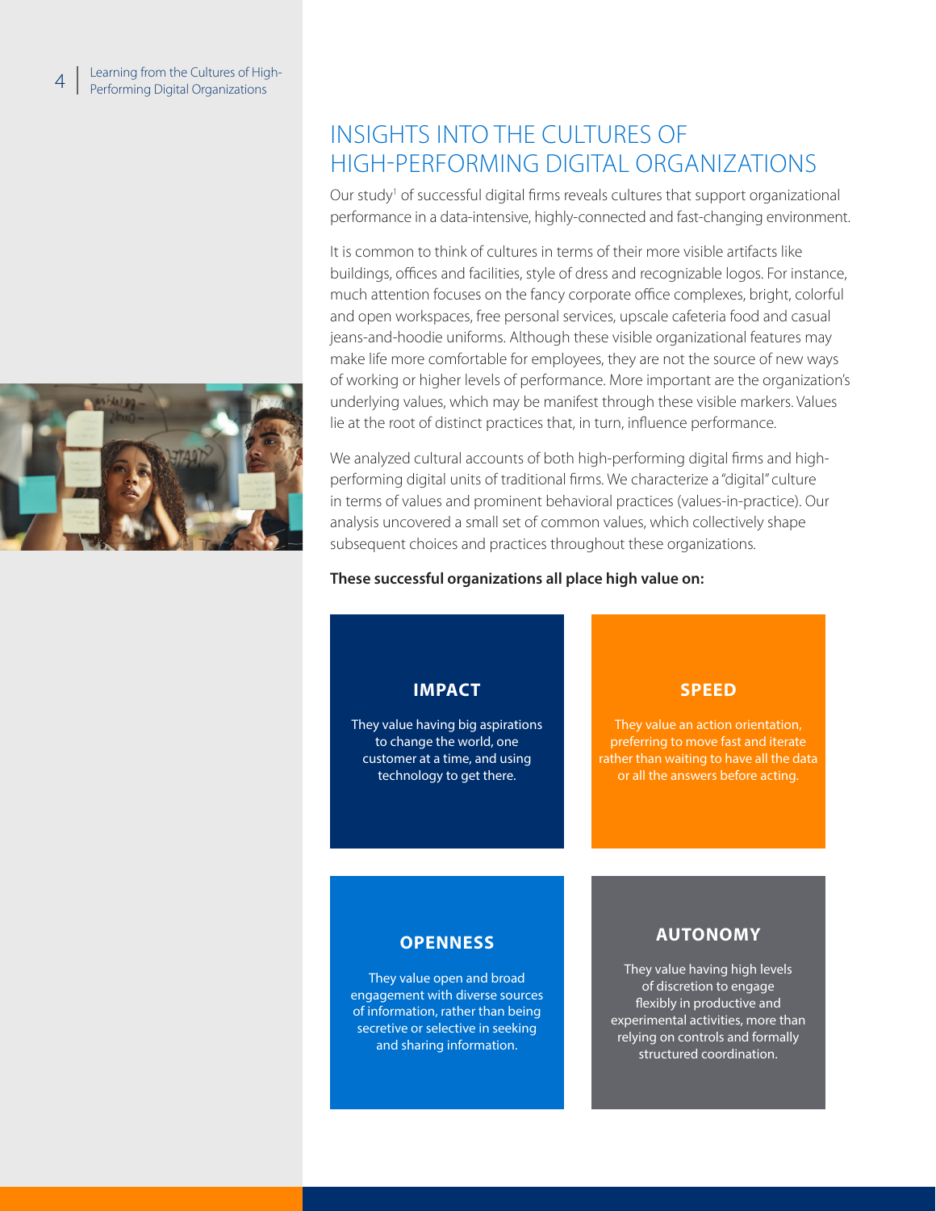# INSIGHTS INTO THE CULTURES OF HIGH-PERFORMING DIGITAL ORGANIZATIONS

Our study[1] of successful digital firms reveals cultures that support organizational performance in a data-intensive, highly-connected and fast-changing environment.

It is common to think of cultures in terms of their more visible artifacts like buildings, offices and facilities, style of dress and recognizable logos. For instance, much attention focuses on the fancy corporate office complexes, bright, colorful and open workspaces, free personal services, upscale cafeteria food and casual jeans-and-hoodie uniforms. Although these visible organizational features may make life more comfortable for employees, they are not the source of new ways of working or higher levels of performance. More important are the organization's underlying values, which may be manifest through these visible markers. Values lie at the root of distinct practices that, in turn, influence performance.

We analyzed cultural accounts of both high-performing digital firms and high-performing digital units of traditional firms. We characterize a "digital" culture in terms of values and prominent behavioral practices (values-in-practice). Our analysis uncovered a small set of common values, which collectively shape subsequent choices and practices throughout these organizations.

**These successful organizations all place high value on:**

**IMPACT**

They value having big aspirations to change the world, one customer at a time, and using technology to get there.

**SPEED**

They value an action orientation, preferring to move fast and iterate rather than waiting to have all the data or all the answers before acting.

**OPENNESS**

They value open and broad engagement with diverse sources of information, rather than being secretive or selective in seeking and sharing information.

**AUTONOMY**

They value having high levels of discretion to engage flexibly in productive and experimental activities, more than relying on controls and formally structured coordination.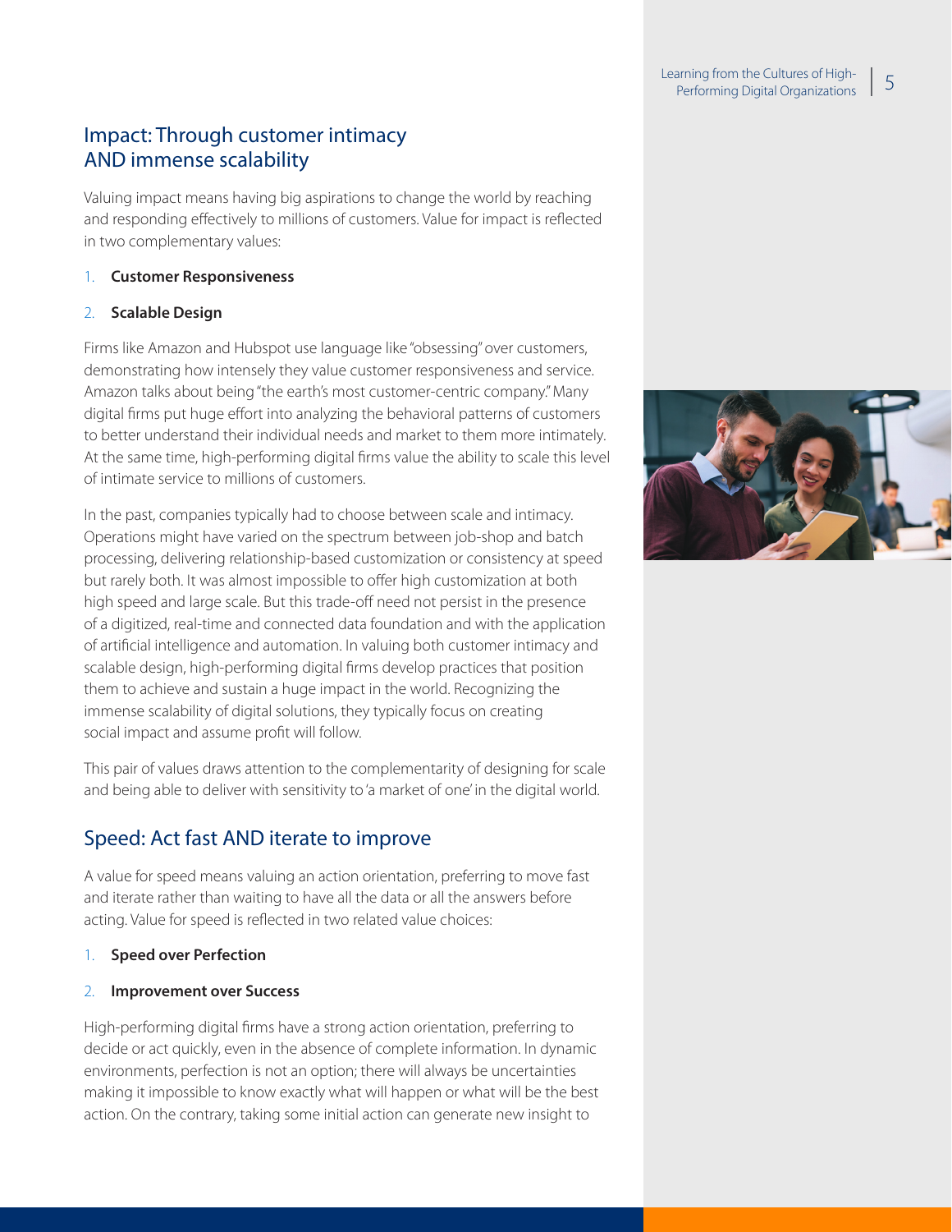## Impact: Through customer intimacy AND immense scalability

Valuing impact means having big aspirations to change the world by reaching and responding effectively to millions of customers. Value for impact is reflected in two complementary values:

1. **Customer Responsiveness**
2. **Scalable Design**

Firms like Amazon and Hubspot use language like "obsessing" over customers, demonstrating how intensely they value customer responsiveness and service. Amazon talks about being "the earth's most customer-centric company." Many digital firms put huge effort into analyzing the behavioral patterns of customers to better understand their individual needs and market to them more intimately. At the same time, high-performing digital firms value the ability to scale this level of intimate service to millions of customers.

In the past, companies typically had to choose between scale and intimacy. Operations might have varied on the spectrum between job-shop and batch processing, delivering relationship-based customization or consistency at speed but rarely both. It was almost impossible to offer high customization at both high speed and large scale. But this trade-off need not persist in the presence of a digitized, real-time and connected data foundation and with the application of artificial intelligence and automation. In valuing both customer intimacy and scalable design, high-performing digital firms develop practices that position them to achieve and sustain a huge impact in the world. Recognizing the immense scalability of digital solutions, they typically focus on creating social impact and assume profit will follow.

This pair of values draws attention to the complementarity of designing for scale and being able to deliver with sensitivity to 'a market of one' in the digital world.

## Speed: Act fast AND iterate to improve

A value for speed means valuing an action orientation, preferring to move fast and iterate rather than waiting to have all the data or all the answers before acting. Value for speed is reflected in two related value choices:

1. **Speed over Perfection**
2. **Improvement over Success**

High-performing digital firms have a strong action orientation, preferring to decide or act quickly, even in the absence of complete information. In dynamic environments, perfection is not an option; there will always be uncertainties making it impossible to know exactly what will happen or what will be the best action. On the contrary, taking some initial action can generate new insight to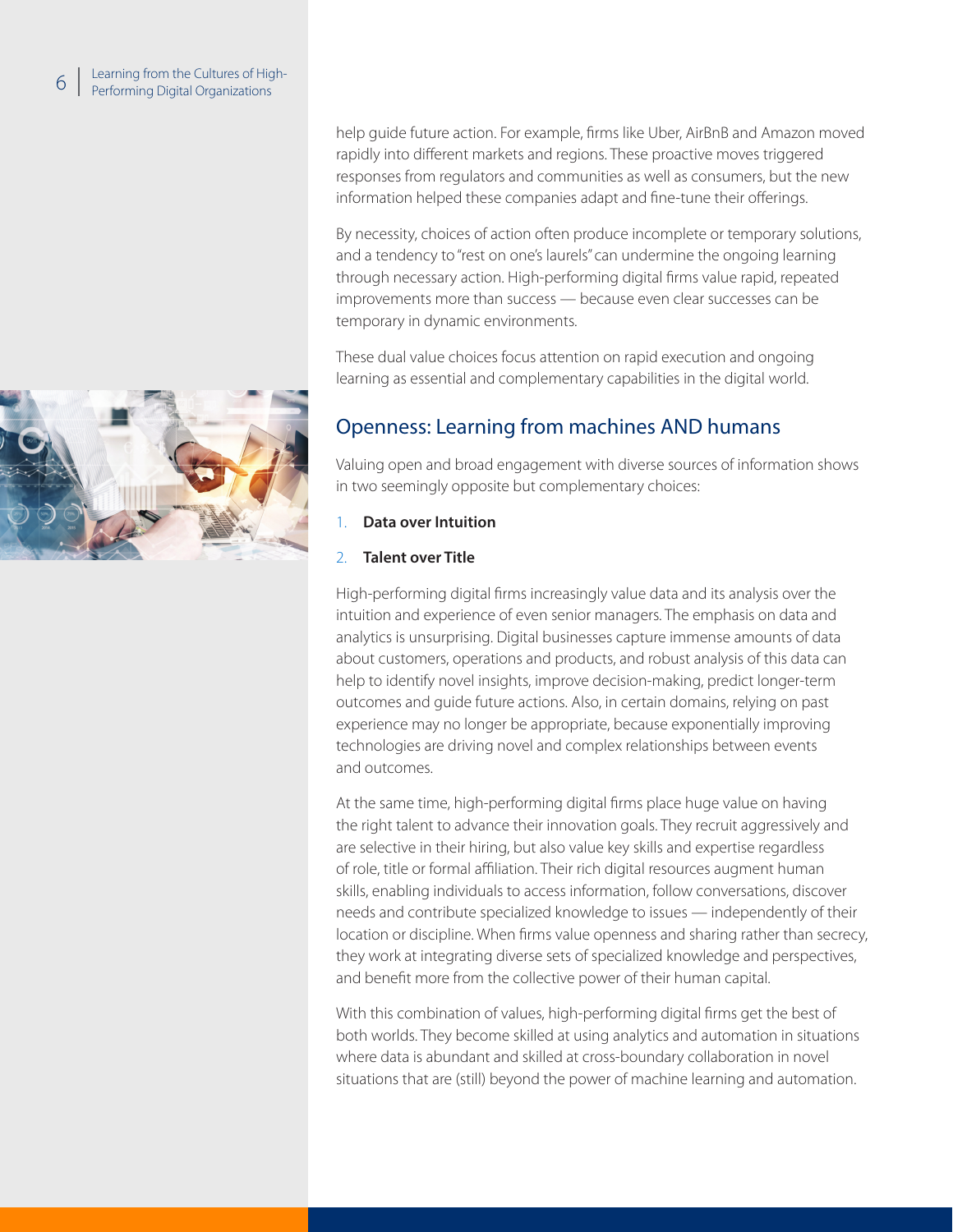help guide future action. For example, firms like Uber, AirBnB and Amazon moved rapidly into different markets and regions. These proactive moves triggered responses from regulators and communities as well as consumers, but the new information helped these companies adapt and fine-tune their offerings.

By necessity, choices of action often produce incomplete or temporary solutions, and a tendency to "rest on one's laurels" can undermine the ongoing learning through necessary action. High-performing digital firms value rapid, repeated improvements more than success — because even clear successes can be temporary in dynamic environments.

These dual value choices focus attention on rapid execution and ongoing learning as essential and complementary capabilities in the digital world.

## Openness: Learning from machines AND humans

Valuing open and broad engagement with diverse sources of information shows in two seemingly opposite but complementary choices:

1. **Data over Intuition**
2. **Talent over Title**

High-performing digital firms increasingly value data and its analysis over the intuition and experience of even senior managers. The emphasis on data and analytics is unsurprising. Digital businesses capture immense amounts of data about customers, operations and products, and robust analysis of this data can help to identify novel insights, improve decision-making, predict longer-term outcomes and guide future actions. Also, in certain domains, relying on past experience may no longer be appropriate, because exponentially improving technologies are driving novel and complex relationships between events and outcomes.

At the same time, high-performing digital firms place huge value on having the right talent to advance their innovation goals. They recruit aggressively and are selective in their hiring, but also value key skills and expertise regardless of role, title or formal affiliation. Their rich digital resources augment human skills, enabling individuals to access information, follow conversations, discover needs and contribute specialized knowledge to issues — independently of their location or discipline. When firms value openness and sharing rather than secrecy, they work at integrating diverse sets of specialized knowledge and perspectives, and benefit more from the collective power of their human capital.

With this combination of values, high-performing digital firms get the best of both worlds. They become skilled at using analytics and automation in situations where data is abundant and skilled at cross-boundary collaboration in novel situations that are (still) beyond the power of machine learning and automation.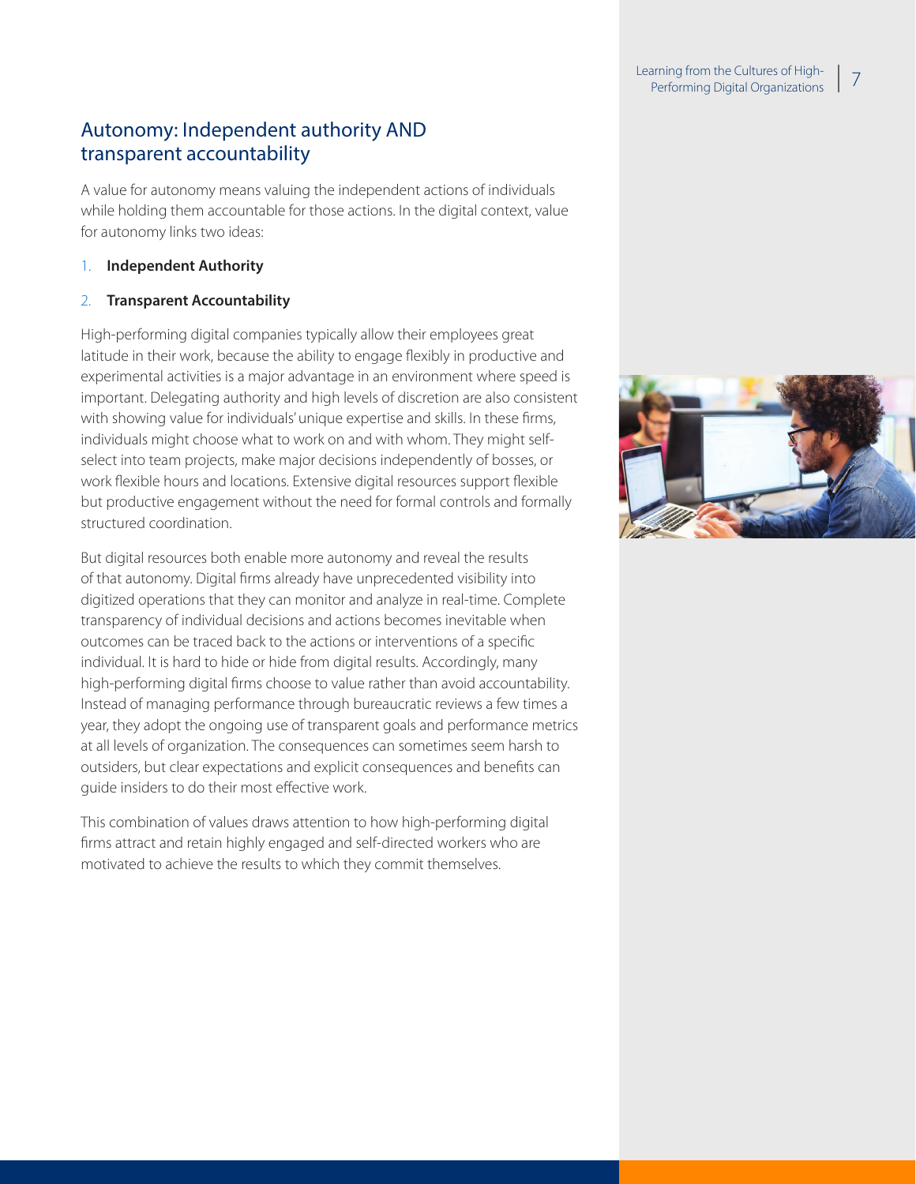## Autonomy: Independent authority AND transparent accountability

A value for autonomy means valuing the independent actions of individuals while holding them accountable for those actions. In the digital context, value for autonomy links two ideas:

1. **Independent Authority**
2. **Transparent Accountability**

High-performing digital companies typically allow their employees great latitude in their work, because the ability to engage flexibly in productive and experimental activities is a major advantage in an environment where speed is important. Delegating authority and high levels of discretion are also consistent with showing value for individuals' unique expertise and skills. In these firms, individuals might choose what to work on and with whom. They might self-select into team projects, make major decisions independently of bosses, or work flexible hours and locations. Extensive digital resources support flexible but productive engagement without the need for formal controls and formally structured coordination.

But digital resources both enable more autonomy and reveal the results of that autonomy. Digital firms already have unprecedented visibility into digitized operations that they can monitor and analyze in real-time. Complete transparency of individual decisions and actions becomes inevitable when outcomes can be traced back to the actions or interventions of a specific individual. It is hard to hide or hide from digital results. Accordingly, many high-performing digital firms choose to value rather than avoid accountability. Instead of managing performance through bureaucratic reviews a few times a year, they adopt the ongoing use of transparent goals and performance metrics at all levels of organization. The consequences can sometimes seem harsh to outsiders, but clear expectations and explicit consequences and benefits can guide insiders to do their most effective work.

This combination of values draws attention to how high-performing digital firms attract and retain highly engaged and self-directed workers who are motivated to achieve the results to which they commit themselves.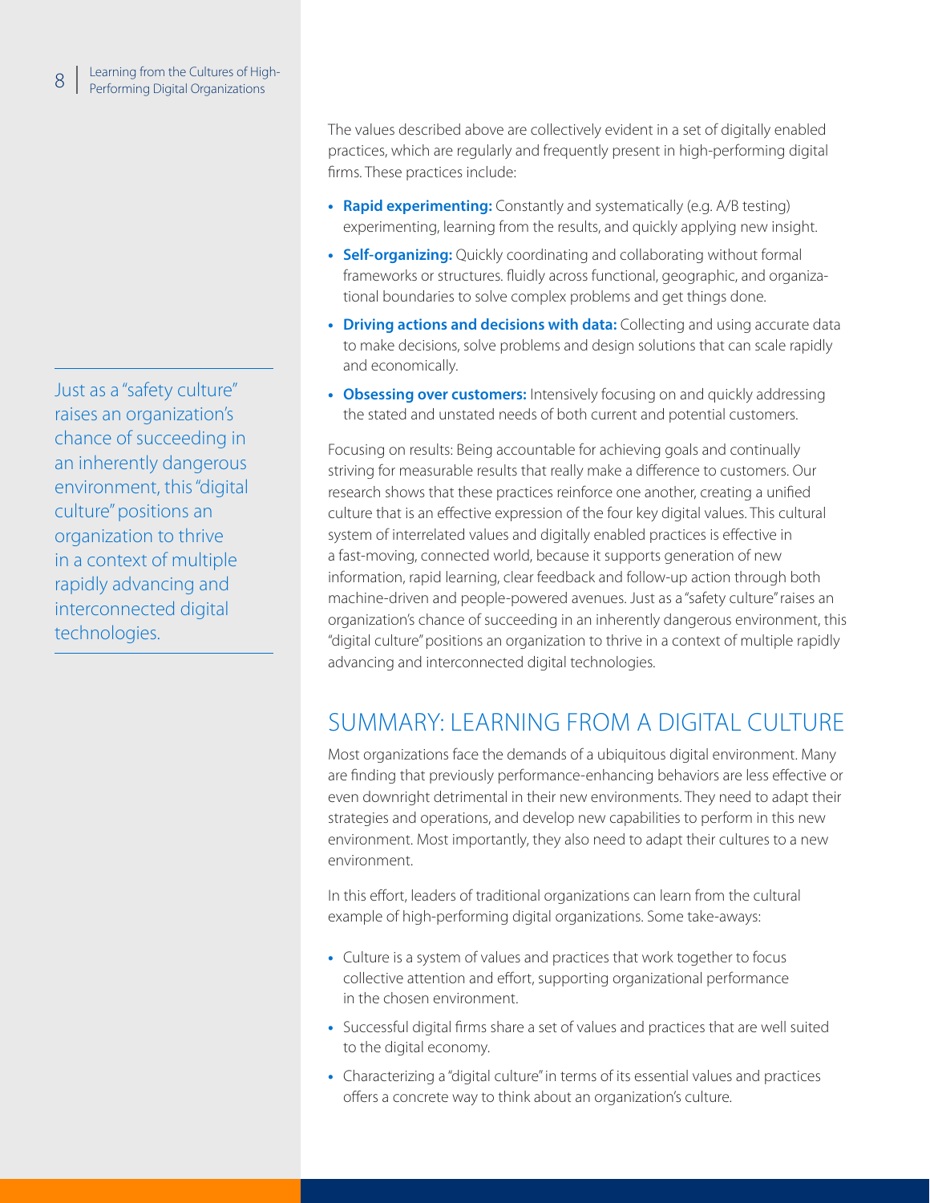Just as a "safety culture" raises an organization's chance of succeeding in an inherently dangerous environment, this "digital culture" positions an organization to thrive in a context of multiple rapidly advancing and interconnected digital technologies.

The values described above are collectively evident in a set of digitally enabled practices, which are regularly and frequently present in high-performing digital firms. These practices include:

- **Rapid experimenting:** Constantly and systematically (e.g. A/B testing) experimenting, learning from the results, and quickly applying new insight.
- **Self-organizing:** Quickly coordinating and collaborating without formal frameworks or structures. fluidly across functional, geographic, and organizational boundaries to solve complex problems and get things done.
- **Driving actions and decisions with data:** Collecting and using accurate data to make decisions, solve problems and design solutions that can scale rapidly and economically.
- **Obsessing over customers:** Intensively focusing on and quickly addressing the stated and unstated needs of both current and potential customers.

Focusing on results: Being accountable for achieving goals and continually striving for measurable results that really make a difference to customers. Our research shows that these practices reinforce one another, creating a unified culture that is an effective expression of the four key digital values. This cultural system of interrelated values and digitally enabled practices is effective in a fast-moving, connected world, because it supports generation of new information, rapid learning, clear feedback and follow-up action through both machine-driven and people-powered avenues. Just as a "safety culture" raises an organization's chance of succeeding in an inherently dangerous environment, this "digital culture" positions an organization to thrive in a context of multiple rapidly advancing and interconnected digital technologies.

## SUMMARY: LEARNING FROM A DIGITAL CULTURE

Most organizations face the demands of a ubiquitous digital environment. Many are finding that previously performance-enhancing behaviors are less effective or even downright detrimental in their new environments. They need to adapt their strategies and operations, and develop new capabilities to perform in this new environment. Most importantly, they also need to adapt their cultures to a new environment.

In this effort, leaders of traditional organizations can learn from the cultural example of high-performing digital organizations. Some take-aways:

- Culture is a system of values and practices that work together to focus collective attention and effort, supporting organizational performance in the chosen environment.
- Successful digital firms share a set of values and practices that are well suited to the digital economy.
- Characterizing a "digital culture" in terms of its essential values and practices offers a concrete way to think about an organization's culture.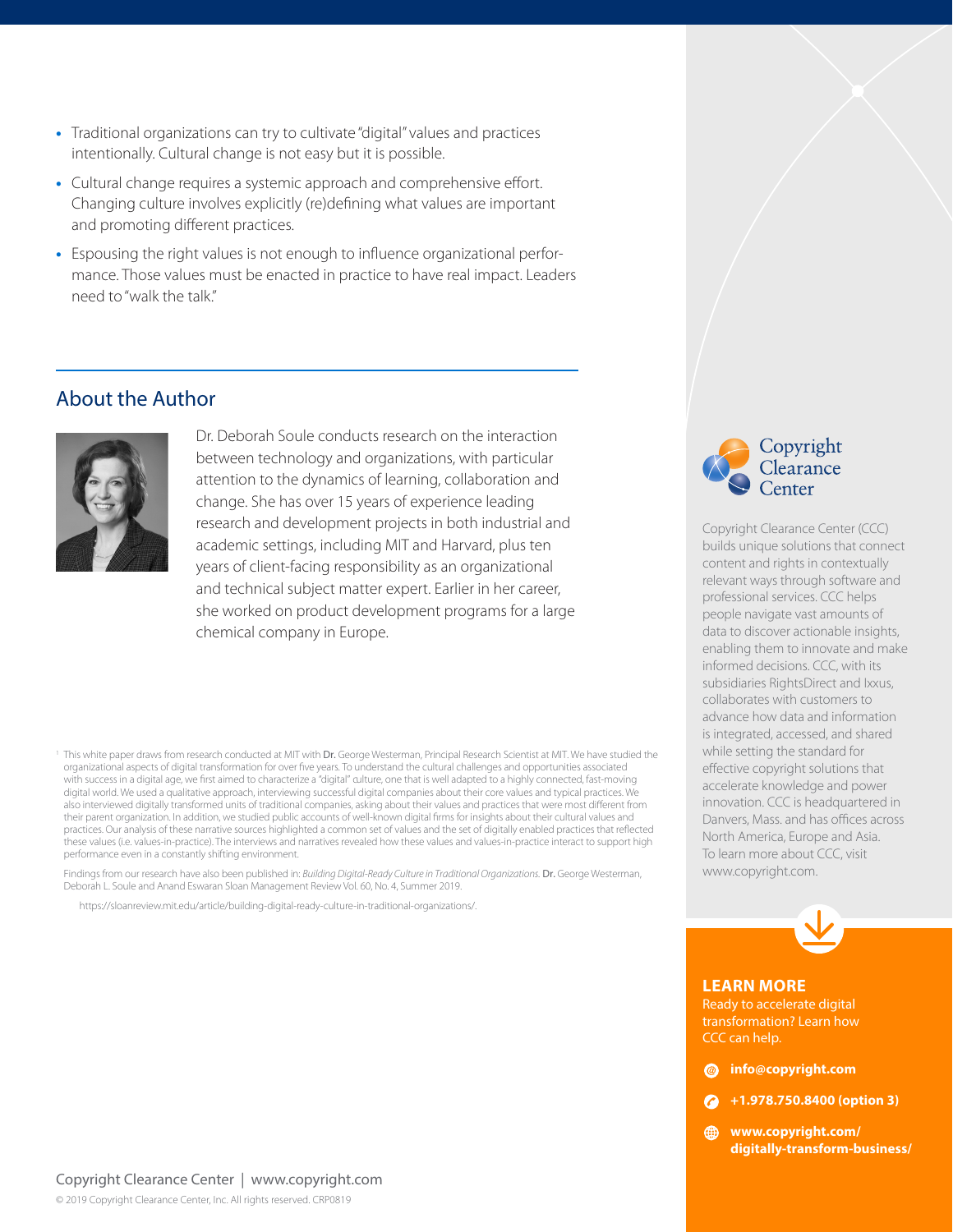- Traditional organizations can try to cultivate "digital" values and practices intentionally. Cultural change is not easy but it is possible.
- Cultural change requires a systemic approach and comprehensive effort. Changing culture involves explicitly (re)defining what values are important and promoting different practices.
- Espousing the right values is not enough to influence organizational performance. Those values must be enacted in practice to have real impact. Leaders need to "walk the talk."

## About the Author

Dr. Deborah Soule conducts research on the interaction between technology and organizations, with particular attention to the dynamics of learning, collaboration and change. She has over 15 years of experience leading research and development projects in both industrial and academic settings, including MIT and Harvard, plus ten years of client-facing responsibility as an organizational and technical subject matter expert. Earlier in her career, she worked on product development programs for a large chemical company in Europe.

[1] This white paper draws from research conducted at MIT with Dr. George Westerman, Principal Research Scientist at MIT. We have studied the organizational aspects of digital transformation for over five years. To understand the cultural challenges and opportunities associated with success in a digital age, we first aimed to characterize a "digital" culture, one that is well adapted to a highly connected, fast-moving digital world. We used a qualitative approach, interviewing successful digital companies about their core values and typical practices. We also interviewed digitally transformed units of traditional companies, asking about their values and practices that were most different from their parent organization. In addition, we studied public accounts of well-known digital firms for insights about their cultural values and practices. Our analysis of these narrative sources highlighted a common set of values and the set of digitally enabled practices that reflected these values (i.e. values-in-practice). The interviews and narratives revealed how these values and values-in-practice interact to support high performance even in a constantly shifting environment.

Findings from our research have also been published in: *Building Digital-Ready Culture in Traditional Organizations*. Dr. George Westerman, Deborah L. Soule and Anand Eswaran Sloan Management Review Vol. 60, No. 4, Summer 2019.

https://sloanreview.mit.edu/article/building-digital-ready-culture-in-traditional-organizations/.

Copyright Clearance Center

Copyright Clearance Center (CCC) builds unique solutions that connect content and rights in contextually relevant ways through software and professional services. CCC helps people navigate vast amounts of data to discover actionable insights, enabling them to innovate and make informed decisions. CCC, with its subsidiaries RightsDirect and Ixxus, collaborates with customers to advance how data and information is integrated, accessed, and shared while setting the standard for effective copyright solutions that accelerate knowledge and power innovation. CCC is headquartered in Danvers, Mass. and has offices across North America, Europe and Asia. To learn more about CCC, visit www.copyright.com.

**LEARN MORE**

Ready to accelerate digital transformation? Learn how CCC can help.

- **info@copyright.com**
- **+1.978.750.8400 (option 3)**
- **www.copyright.com/digitally-transform-business/**

Copyright Clearance Center | www.copyright.com

© 2019 Copyright Clearance Center, Inc. All rights reserved. CRP0819